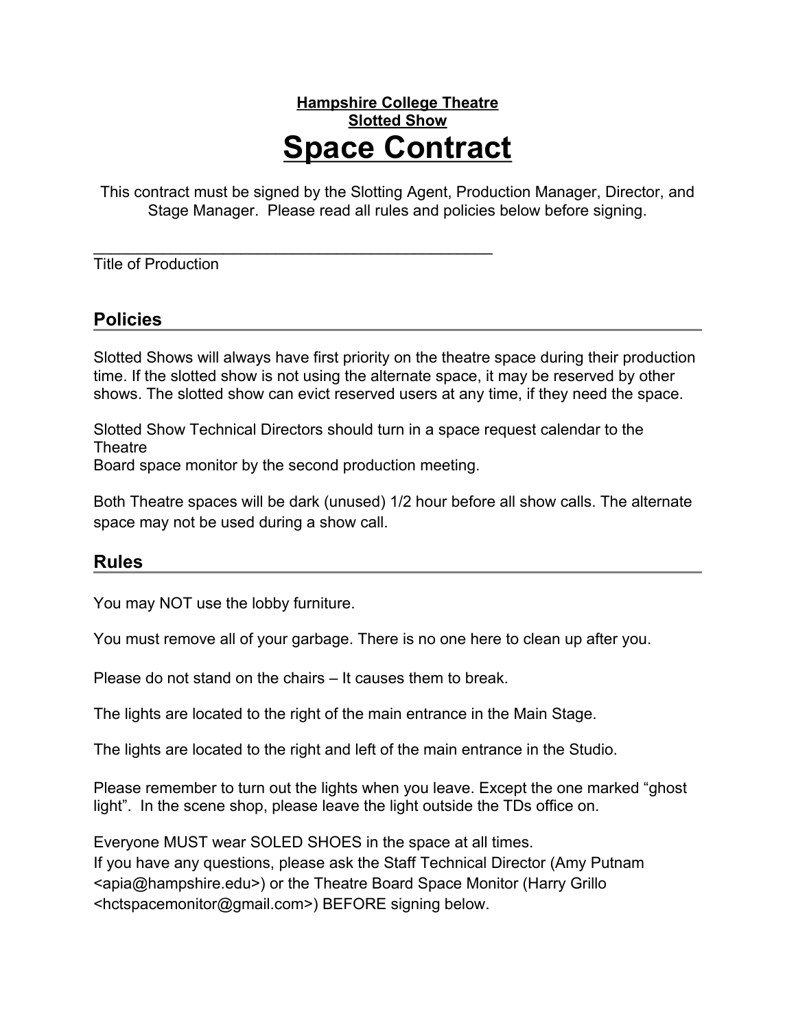**Hampshire College Theatre**
**Slotted Show**

# Space Contract

This contract must be signed by the Slotting Agent, Production Manager, Director, and Stage Manager. Please read all rules and policies below before signing.

______________________________________________
Title of Production

## Policies

Slotted Shows will always have first priority on the theatre space during their production time. If the slotted show is not using the alternate space, it may be reserved by other shows. The slotted show can evict reserved users at any time, if they need the space.

Slotted Show Technical Directors should turn in a space request calendar to the Theatre
Board space monitor by the second production meeting.

Both Theatre spaces will be dark (unused) 1/2 hour before all show calls. The alternate space may not be used during a show call.

## Rules

You may NOT use the lobby furniture.

You must remove all of your garbage. There is no one here to clean up after you.

Please do not stand on the chairs – It causes them to break.

The lights are located to the right of the main entrance in the Main Stage.

The lights are located to the right and left of the main entrance in the Studio.

Please remember to turn out the lights when you leave. Except the one marked "ghost light". In the scene shop, please leave the light outside the TDs office on.

Everyone MUST wear SOLED SHOES in the space at all times.
If you have any questions, please ask the Staff Technical Director (Amy Putnam <apia@hampshire.edu>) or the Theatre Board Space Monitor (Harry Grillo <hctspacemonitor@gmail.com>) BEFORE signing below.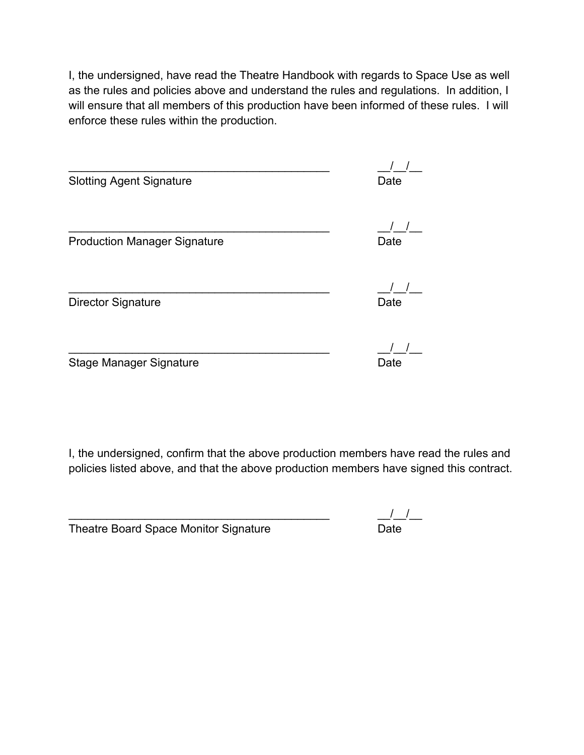I, the undersigned, have read the Theatre Handbook with regards to Space Use as well as the rules and policies above and understand the rules and regulations. In addition, I will ensure that all members of this production have been informed of these rules. I will enforce these rules within the production.

| | |
|---|---|
| ___________________________________________ | __/__/__ |
| Slotting Agent Signature | Date |
| ___________________________________________ | __/__/__ |
| Production Manager Signature | Date |
| ___________________________________________ | __/__/__ |
| Director Signature | Date |
| ___________________________________________ | __/__/__ |
| Stage Manager Signature | Date |

I, the undersigned, confirm that the above production members have read the rules and policies listed above, and that the above production members have signed this contract.

| | |
|---|---|
| ___________________________________________ | __/__/__ |
| Theatre Board Space Monitor Signature | Date |